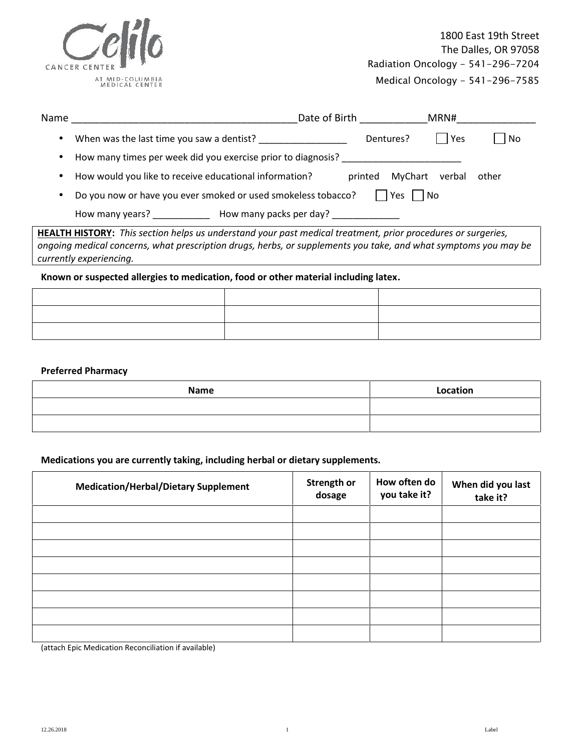Celilo CANCER CENTER AT MID-COLUMBIA MEDICAL CENTER

1800 East 19th Street
The Dalles, OR 97058
Radiation Oncology – 541-296-7204
Medical Oncology – 541-296-7585

Name ________________________________________ Date of Birth ____________ MRN# ______________

- When was the last time you saw a dentist? ________________ Dentures? ☐ Yes ☐ No
- How many times per week did you exercise prior to diagnosis? ______________________
- How would you like to receive educational information? printed MyChart verbal other
- Do you now or have you ever smoked or used smokeless tobacco? ☐ Yes ☐ No

  How many years? ___________ How many packs per day? _____________

**HEALTH HISTORY:** *This section helps us understand your past medical treatment, prior procedures or surgeries, ongoing medical concerns, what prescription drugs, herbs, or supplements you take, and what symptoms you may be currently experiencing.*

**Known or suspected allergies to medication, food or other material including latex.**

| | | |
|---|---|---|
| | | |
| | | |
| | | |

**Preferred Pharmacy**

| Name | Location |
|---|---|
| | |
| | |

**Medications you are currently taking, including herbal or dietary supplements.**

| Medication/Herbal/Dietary Supplement | Strength or dosage | How often do you take it? | When did you last take it? |
|---|---|---|---|
| | | | |
| | | | |
| | | | |
| | | | |
| | | | |
| | | | |
| | | | |
| | | | |

(attach Epic Medication Reconciliation if available)

12.26.2018

Label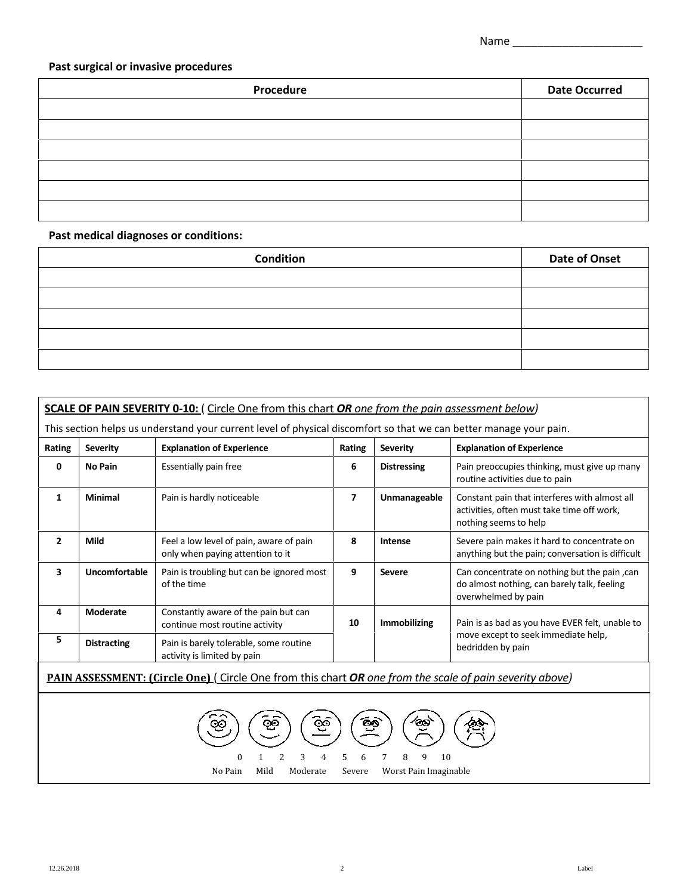Name ____________________

**Past surgical or invasive procedures**

| Procedure | Date Occurred |
|---|---|
| | |
| | |
| | |
| | |
| | |
| | |

**Past medical diagnoses or conditions:**

| Condition | Date of Onset |
|---|---|
| | |
| | |
| | |
| | |
| | |

**SCALE OF PAIN SEVERITY 0-10:** ( Circle One from this chart ***OR*** *one from the pain assessment below)*

This section helps us understand your current level of physical discomfort so that we can better manage your pain.

| Rating | Severity | Explanation of Experience | Rating | Severity | Explanation of Experience |
|---|---|---|---|---|---|
| **0** | **No Pain** | Essentially pain free | **6** | **Distressing** | Pain preoccupies thinking, must give up many routine activities due to pain |
| **1** | **Minimal** | Pain is hardly noticeable | **7** | **Unmanageable** | Constant pain that interferes with almost all activities, often must take time off work, nothing seems to help |
| **2** | **Mild** | Feel a low level of pain, aware of pain only when paying attention to it | **8** | **Intense** | Severe pain makes it hard to concentrate on anything but the pain; conversation is difficult |
| **3** | **Uncomfortable** | Pain is troubling but can be ignored most of the time | **9** | **Severe** | Can concentrate on nothing but the pain ,can do almost nothing, can barely talk, feeling overwhelmed by pain |
| **4** | **Moderate** | Constantly aware of the pain but can continue most routine activity | **10** | **Immobilizing** | Pain is as bad as you have EVER felt, unable to move except to seek immediate help, bedridden by pain |
| **5** | **Distracting** | Pain is barely tolerable, some routine activity is limited by pain | | | |

**PAIN ASSESSMENT: (Circle One)** ( Circle One from this chart ***OR*** *one from the scale of pain severity above)*

0 1 2 3 4 5 6 7 8 9 10

No Pain Mild Moderate Severe Worst Pain Imaginable

12.26.2018 Label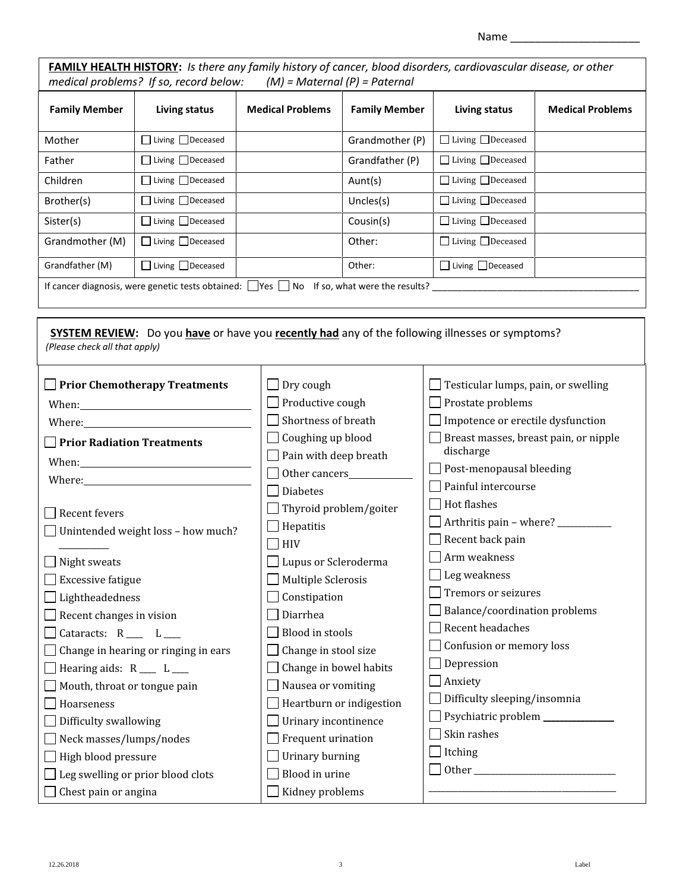Name ____________________

**FAMILY HEALTH HISTORY:** *Is there any family history of cancer, blood disorders, cardiovascular disease, or other medical problems? If so, record below: (M) = Maternal (P) = Paternal*

| Family Member | Living status | Medical Problems | Family Member | Living status | Medical Problems |
|---|---|---|---|---|---|
| Mother | ☐ Living ☐ Deceased | | Grandmother (P) | ☐ Living ☐ Deceased | |
| Father | ☐ Living ☐ Deceased | | Grandfather (P) | ☐ Living ☐ Deceased | |
| Children | ☐ Living ☐ Deceased | | Aunt(s) | ☐ Living ☐ Deceased | |
| Brother(s) | ☐ Living ☐ Deceased | | Uncles(s) | ☐ Living ☐ Deceased | |
| Sister(s) | ☐ Living ☐ Deceased | | Cousin(s) | ☐ Living ☐ Deceased | |
| Grandmother (M) | ☐ Living ☐ Deceased | | Other: | ☐ Living ☐ Deceased | |
| Grandfather (M) | ☐ Living ☐ Deceased | | Other: | ☐ Living ☐ Deceased | |

If cancer diagnosis, were genetic tests obtained: ☐ Yes ☐ No If so, what were the results? ____________________

**SYSTEM REVIEW:** Do you **have** or have you **recently had** any of the following illnesses or symptoms?
*(Please check all that apply)*

- ☐ **Prior Chemotherapy Treatments**
  When: ____________________
  Where: ____________________
- ☐ **Prior Radiation Treatments**
  When: ____________________
  Where: ____________________
- ☐ Recent fevers
- ☐ Unintended weight loss – how much? __________
- ☐ Night sweats
- ☐ Excessive fatigue
- ☐ Lightheadedness
- ☐ Recent changes in vision
- ☐ Cataracts: R ___ L ___
- ☐ Change in hearing or ringing in ears
- ☐ Hearing aids: R ___ L ___
- ☐ Mouth, throat or tongue pain
- ☐ Hoarseness
- ☐ Difficulty swallowing
- ☐ Neck masses/lumps/nodes
- ☐ High blood pressure
- ☐ Leg swelling or prior blood clots
- ☐ Chest pain or angina
- ☐ Dry cough
- ☐ Productive cough
- ☐ Shortness of breath
- ☐ Coughing up blood
- ☐ Pain with deep breath
- ☐ Other cancers__________
- ☐ Diabetes
- ☐ Thyroid problem/goiter
- ☐ Hepatitis
- ☐ HIV
- ☐ Lupus or Scleroderma
- ☐ Multiple Sclerosis
- ☐ Constipation
- ☐ Diarrhea
- ☐ Blood in stools
- ☐ Change in stool size
- ☐ Change in bowel habits
- ☐ Nausea or vomiting
- ☐ Heartburn or indigestion
- ☐ Urinary incontinence
- ☐ Frequent urination
- ☐ Urinary burning
- ☐ Blood in urine
- ☐ Kidney problems
- ☐ Testicular lumps, pain, or swelling
- ☐ Prostate problems
- ☐ Impotence or erectile dysfunction
- ☐ Breast masses, breast pain, or nipple discharge
- ☐ Post-menopausal bleeding
- ☐ Painful intercourse
- ☐ Hot flashes
- ☐ Arthritis pain – where? __________
- ☐ Recent back pain
- ☐ Arm weakness
- ☐ Leg weakness
- ☐ Tremors or seizures
- ☐ Balance/coordination problems
- ☐ Recent headaches
- ☐ Confusion or memory loss
- ☐ Depression
- ☐ Anxiety
- ☐ Difficulty sleeping/insomnia
- ☐ Psychiatric problem __________
- ☐ Skin rashes
- ☐ Itching
- ☐ Other ____________________

____________________

12.26.2018 Label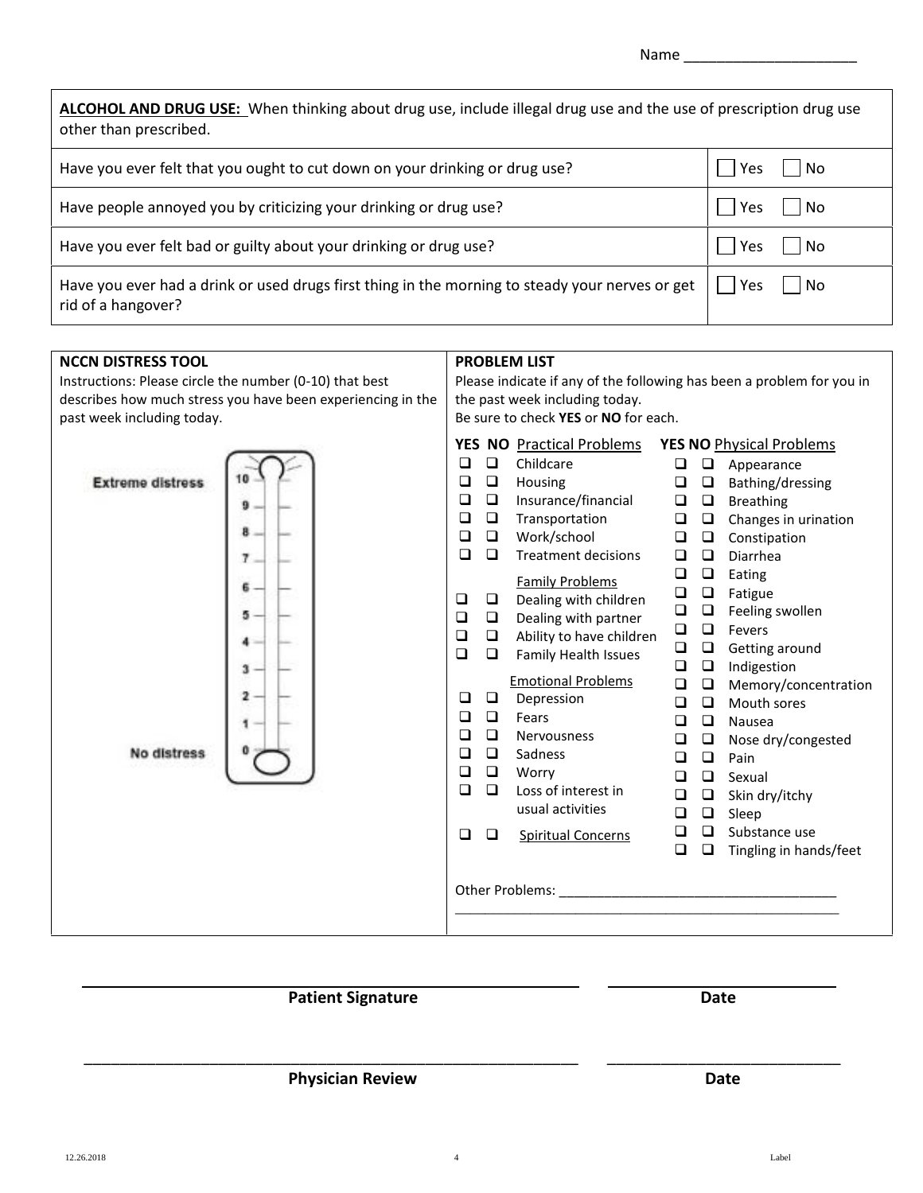Name ____________________

| **ALCOHOL AND DRUG USE:** When thinking about drug use, include illegal drug use and the use of prescription drug use other than prescribed. | |
|---|---|
| Have you ever felt that you ought to cut down on your drinking or drug use? | ☐ Yes ☐ No |
| Have people annoyed you by criticizing your drinking or drug use? | ☐ Yes ☐ No |
| Have you ever felt bad or guilty about your drinking or drug use? | ☐ Yes ☐ No |
| Have you ever had a drink or used drugs first thing in the morning to steady your nerves or get rid of a hangover? | ☐ Yes ☐ No |

**NCCN DISTRESS TOOL**

Instructions: Please circle the number (0-10) that best describes how much stress you have been experiencing in the past week including today.

Extreme distress

10
9
8
7
6
5
4
3
2
1
0

No distress

**PROBLEM LIST**

Please indicate if any of the following has been a problem for you in the past week including today.
Be sure to check **YES** or **NO** for each.

| YES | NO | Practical Problems |
|---|---|---|
| ☐ | ☐ | Childcare |
| ☐ | ☐ | Housing |
| ☐ | ☐ | Insurance/financial |
| ☐ | ☐ | Transportation |
| ☐ | ☐ | Work/school |
| ☐ | ☐ | Treatment decisions |
| | | **Family Problems** |
| ☐ | ☐ | Dealing with children |
| ☐ | ☐ | Dealing with partner |
| ☐ | ☐ | Ability to have children |
| ☐ | ☐ | Family Health Issues |
| | | **Emotional Problems** |
| ☐ | ☐ | Depression |
| ☐ | ☐ | Fears |
| ☐ | ☐ | Nervousness |
| ☐ | ☐ | Sadness |
| ☐ | ☐ | Worry |
| ☐ | ☐ | Loss of interest in usual activities |
| ☐ | ☐ | Spiritual Concerns |

| YES | NO | Physical Problems |
|---|---|---|
| ☐ | ☐ | Appearance |
| ☐ | ☐ | Bathing/dressing |
| ☐ | ☐ | Breathing |
| ☐ | ☐ | Changes in urination |
| ☐ | ☐ | Constipation |
| ☐ | ☐ | Diarrhea |
| ☐ | ☐ | Eating |
| ☐ | ☐ | Fatigue |
| ☐ | ☐ | Feeling swollen |
| ☐ | ☐ | Fevers |
| ☐ | ☐ | Getting around |
| ☐ | ☐ | Indigestion |
| ☐ | ☐ | Memory/concentration |
| ☐ | ☐ | Mouth sores |
| ☐ | ☐ | Nausea |
| ☐ | ☐ | Nose dry/congested |
| ☐ | ☐ | Pain |
| ☐ | ☐ | Sexual |
| ☐ | ☐ | Skin dry/itchy |
| ☐ | ☐ | Sleep |
| ☐ | ☐ | Substance use |
| ☐ | ☐ | Tingling in hands/feet |

Other Problems: ____________________________________
______________________________________________________

______________________________ ______________
**Patient Signature** **Date**

______________________________ ______________
**Physician Review** **Date**

12.26.2018

Label